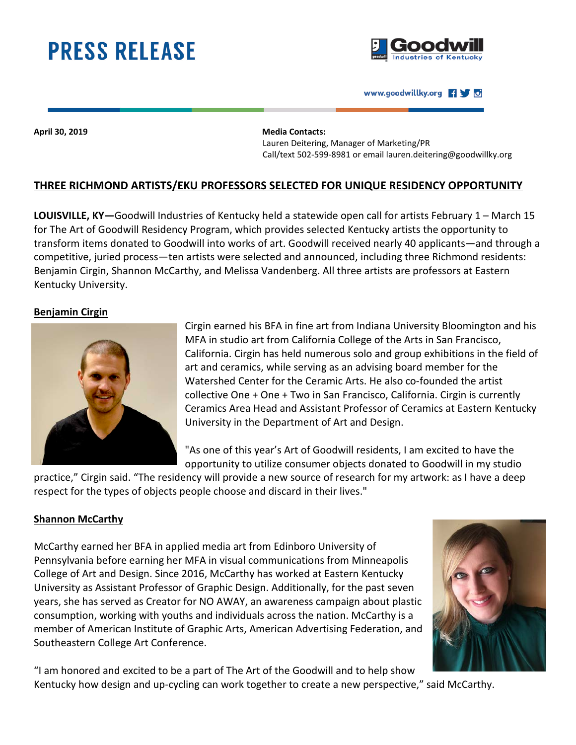# PRESS RELEASE

Goodwill Industries of Kentucky

www.goodwillky.org

**April 30, 2019**

**Media Contacts:**
Lauren Deitering, Manager of Marketing/PR
Call/text 502-599-8981 or email lauren.deitering@goodwillky.org

## THREE RICHMOND ARTISTS/EKU PROFESSORS SELECTED FOR UNIQUE RESIDENCY OPPORTUNITY

**LOUISVILLE, KY—**Goodwill Industries of Kentucky held a statewide open call for artists February 1 – March 15 for The Art of Goodwill Residency Program, which provides selected Kentucky artists the opportunity to transform items donated to Goodwill into works of art. Goodwill received nearly 40 applicants—and through a competitive, juried process—ten artists were selected and announced, including three Richmond residents: Benjamin Cirgin, Shannon McCarthy, and Melissa Vandenberg. All three artists are professors at Eastern Kentucky University.

### Benjamin Cirgin

Cirgin earned his BFA in fine art from Indiana University Bloomington and his MFA in studio art from California College of the Arts in San Francisco, California. Cirgin has held numerous solo and group exhibitions in the field of art and ceramics, while serving as an advising board member for the Watershed Center for the Ceramic Arts. He also co-founded the artist collective One + One + Two in San Francisco, California. Cirgin is currently Ceramics Area Head and Assistant Professor of Ceramics at Eastern Kentucky University in the Department of Art and Design.

"As one of this year's Art of Goodwill residents, I am excited to have the opportunity to utilize consumer objects donated to Goodwill in my studio practice," Cirgin said. "The residency will provide a new source of research for my artwork: as I have a deep respect for the types of objects people choose and discard in their lives."

### Shannon McCarthy

McCarthy earned her BFA in applied media art from Edinboro University of Pennsylvania before earning her MFA in visual communications from Minneapolis College of Art and Design. Since 2016, McCarthy has worked at Eastern Kentucky University as Assistant Professor of Graphic Design. Additionally, for the past seven years, she has served as Creator for NO AWAY, an awareness campaign about plastic consumption, working with youths and individuals across the nation. McCarthy is a member of American Institute of Graphic Arts, American Advertising Federation, and Southeastern College Art Conference.

"I am honored and excited to be a part of The Art of the Goodwill and to help show Kentucky how design and up-cycling can work together to create a new perspective," said McCarthy.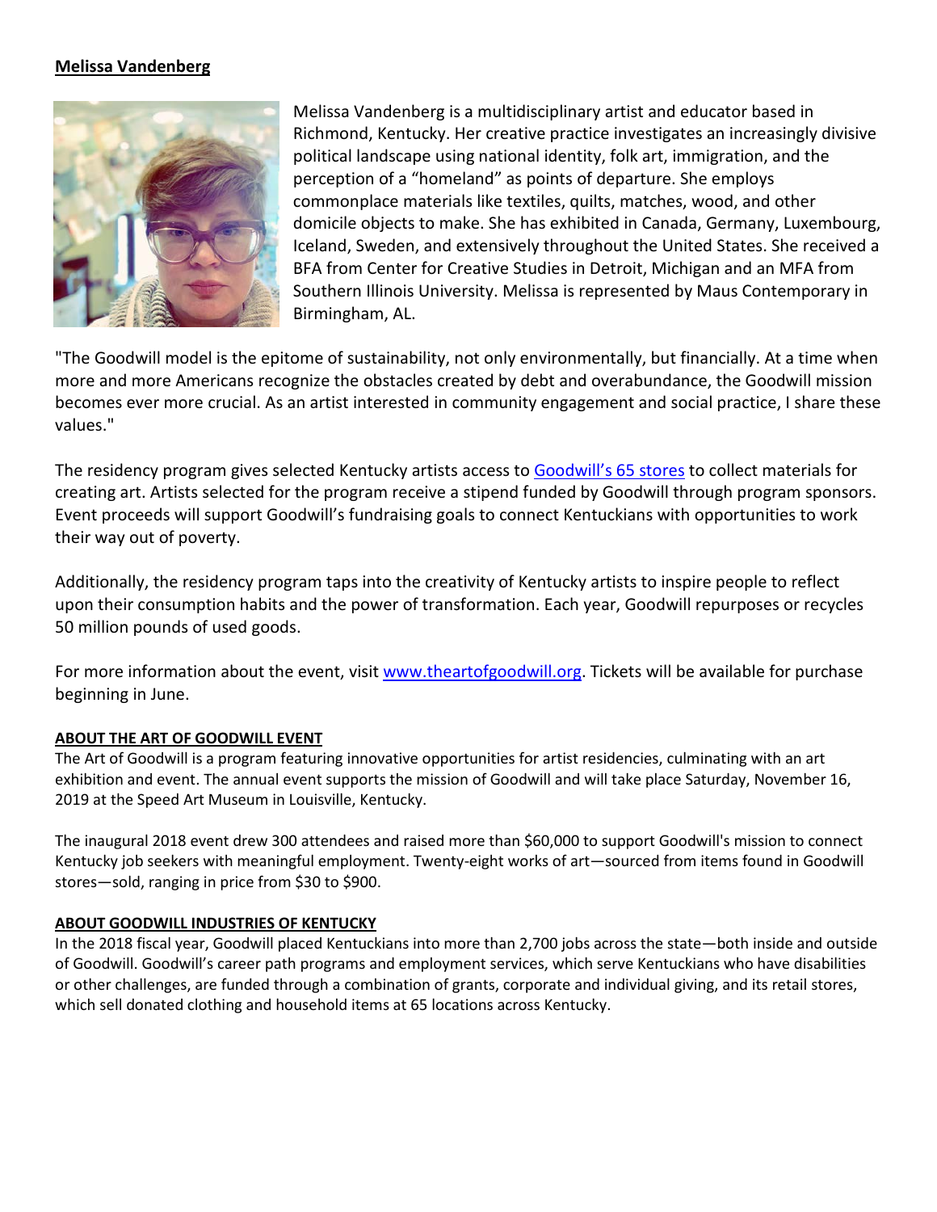**Melissa Vandenberg**

Melissa Vandenberg is a multidisciplinary artist and educator based in Richmond, Kentucky. Her creative practice investigates an increasingly divisive political landscape using national identity, folk art, immigration, and the perception of a "homeland" as points of departure. She employs commonplace materials like textiles, quilts, matches, wood, and other domicile objects to make. She has exhibited in Canada, Germany, Luxembourg, Iceland, Sweden, and extensively throughout the United States. She received a BFA from Center for Creative Studies in Detroit, Michigan and an MFA from Southern Illinois University. Melissa is represented by Maus Contemporary in Birmingham, AL.

"The Goodwill model is the epitome of sustainability, not only environmentally, but financially. At a time when more and more Americans recognize the obstacles created by debt and overabundance, the Goodwill mission becomes ever more crucial. As an artist interested in community engagement and social practice, I share these values."

The residency program gives selected Kentucky artists access to [Goodwill's 65 stores](#) to collect materials for creating art. Artists selected for the program receive a stipend funded by Goodwill through program sponsors. Event proceeds will support Goodwill's fundraising goals to connect Kentuckians with opportunities to work their way out of poverty.

Additionally, the residency program taps into the creativity of Kentucky artists to inspire people to reflect upon their consumption habits and the power of transformation. Each year, Goodwill repurposes or recycles 50 million pounds of used goods.

For more information about the event, visit [www.theartofgoodwill.org](http://www.theartofgoodwill.org). Tickets will be available for purchase beginning in June.

**ABOUT THE ART OF GOODWILL EVENT**

The Art of Goodwill is a program featuring innovative opportunities for artist residencies, culminating with an art exhibition and event. The annual event supports the mission of Goodwill and will take place Saturday, November 16, 2019 at the Speed Art Museum in Louisville, Kentucky.

The inaugural 2018 event drew 300 attendees and raised more than $60,000 to support Goodwill's mission to connect Kentucky job seekers with meaningful employment. Twenty-eight works of art—sourced from items found in Goodwill stores—sold, ranging in price from $30 to $900.

**ABOUT GOODWILL INDUSTRIES OF KENTUCKY**

In the 2018 fiscal year, Goodwill placed Kentuckians into more than 2,700 jobs across the state—both inside and outside of Goodwill. Goodwill's career path programs and employment services, which serve Kentuckians who have disabilities or other challenges, are funded through a combination of grants, corporate and individual giving, and its retail stores, which sell donated clothing and household items at 65 locations across Kentucky.